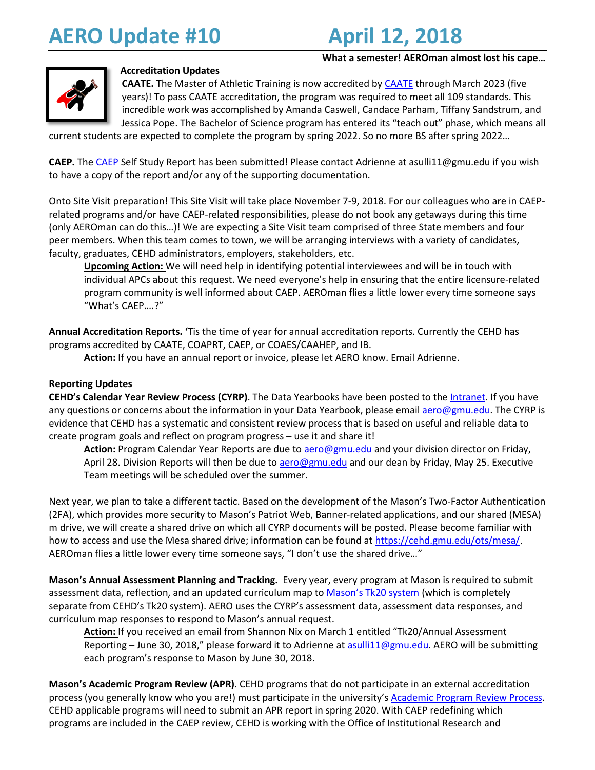# AERO Update #10 April 12, 2018

**What a semester! AEROman almost lost his cape…**

## Accreditation Updates

**CAATE.** The Master of Athletic Training is now accredited by CAATE through March 2023 (five years)! To pass CAATE accreditation, the program was required to meet all 109 standards. This incredible work was accomplished by Amanda Caswell, Candace Parham, Tiffany Sandstrum, and Jessica Pope. The Bachelor of Science program has entered its "teach out" phase, which means all current students are expected to complete the program by spring 2022. So no more BS after spring 2022…

**CAEP.** The CAEP Self Study Report has been submitted! Please contact Adrienne at asulli11@gmu.edu if you wish to have a copy of the report and/or any of the supporting documentation.

Onto Site Visit preparation! This Site Visit will take place November 7-9, 2018. For our colleagues who are in CAEP-related programs and/or have CAEP-related responsibilities, please do not book any getaways during this time (only AEROman can do this…)! We are expecting a Site Visit team comprised of three State members and four peer members. When this team comes to town, we will be arranging interviews with a variety of candidates, faculty, graduates, CEHD administrators, employers, stakeholders, etc.

> **Upcoming Action:** We will need help in identifying potential interviewees and will be in touch with individual APCs about this request. We need everyone's help in ensuring that the entire licensure-related program community is well informed about CAEP. AEROman flies a little lower every time someone says "What's CAEP….?"

**Annual Accreditation Reports.** 'Tis the time of year for annual accreditation reports. Currently the CEHD has programs accredited by CAATE, COAPRT, CAEP, or COAES/CAAHEP, and IB.

> **Action:** If you have an annual report or invoice, please let AERO know. Email Adrienne.

## Reporting Updates

**CEHD's Calendar Year Review Process (CYRP)**. The Data Yearbooks have been posted to the Intranet. If you have any questions or concerns about the information in your Data Yearbook, please email aero@gmu.edu. The CYRP is evidence that CEHD has a systematic and consistent review process that is based on useful and reliable data to create program goals and reflect on program progress – use it and share it!

> **Action:** Program Calendar Year Reports are due to aero@gmu.edu and your division director on Friday, April 28. Division Reports will then be due to aero@gmu.edu and our dean by Friday, May 25. Executive Team meetings will be scheduled over the summer.

Next year, we plan to take a different tactic. Based on the development of the Mason's Two-Factor Authentication (2FA), which provides more security to Mason's Patriot Web, Banner-related applications, and our shared (MESA) m drive, we will create a shared drive on which all CYRP documents will be posted. Please become familiar with how to access and use the Mesa shared drive; information can be found at https://cehd.gmu.edu/ots/mesa/. AEROman flies a little lower every time someone says, "I don't use the shared drive…"

**Mason's Annual Assessment Planning and Tracking.** Every year, every program at Mason is required to submit assessment data, reflection, and an updated curriculum map to Mason's Tk20 system (which is completely separate from CEHD's Tk20 system). AERO uses the CYRP's assessment data, assessment data responses, and curriculum map responses to respond to Mason's annual request.

> **Action:** If you received an email from Shannon Nix on March 1 entitled "Tk20/Annual Assessment Reporting – June 30, 2018," please forward it to Adrienne at asulli11@gmu.edu. AERO will be submitting each program's response to Mason by June 30, 2018.

**Mason's Academic Program Review (APR)**. CEHD programs that do not participate in an external accreditation process (you generally know who you are!) must participate in the university's Academic Program Review Process. CEHD applicable programs will need to submit an APR report in spring 2020. With CAEP redefining which programs are included in the CAEP review, CEHD is working with the Office of Institutional Research and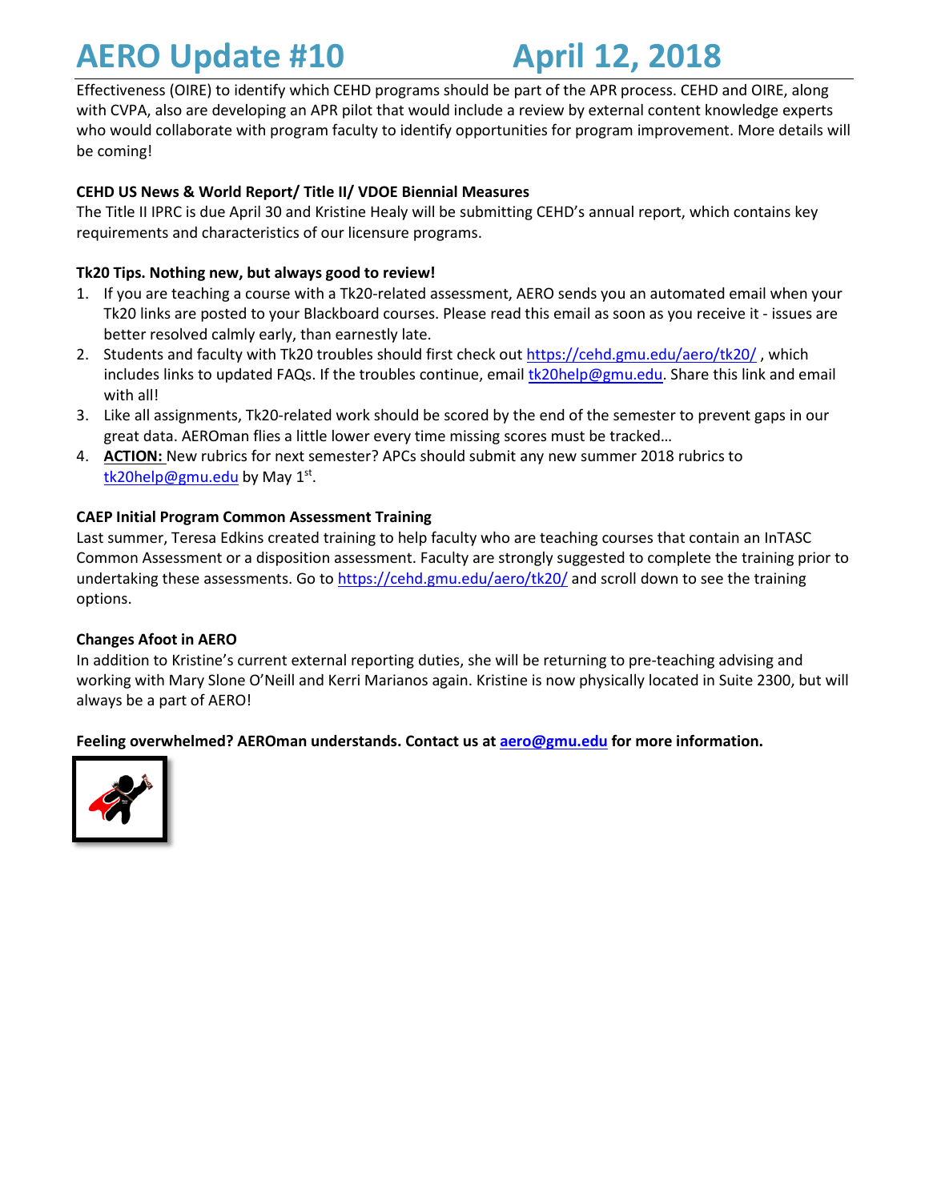Effectiveness (OIRE) to identify which CEHD programs should be part of the APR process. CEHD and OIRE, along with CVPA, also are developing an APR pilot that would include a review by external content knowledge experts who would collaborate with program faculty to identify opportunities for program improvement. More details will be coming!

**CEHD US News & World Report/ Title II/ VDOE Biennial Measures**

The Title II IPRC is due April 30 and Kristine Healy will be submitting CEHD's annual report, which contains key requirements and characteristics of our licensure programs.

**Tk20 Tips. Nothing new, but always good to review!**

1. If you are teaching a course with a Tk20-related assessment, AERO sends you an automated email when your Tk20 links are posted to your Blackboard courses. Please read this email as soon as you receive it - issues are better resolved calmly early, than earnestly late.
2. Students and faculty with Tk20 troubles should first check out https://cehd.gmu.edu/aero/tk20/ , which includes links to updated FAQs. If the troubles continue, email tk20help@gmu.edu. Share this link and email with all!
3. Like all assignments, Tk20-related work should be scored by the end of the semester to prevent gaps in our great data. AEROman flies a little lower every time missing scores must be tracked…
4. **ACTION:** New rubrics for next semester? APCs should submit any new summer 2018 rubrics to tk20help@gmu.edu by May 1st.

**CAEP Initial Program Common Assessment Training**

Last summer, Teresa Edkins created training to help faculty who are teaching courses that contain an InTASC Common Assessment or a disposition assessment. Faculty are strongly suggested to complete the training prior to undertaking these assessments. Go to https://cehd.gmu.edu/aero/tk20/ and scroll down to see the training options.

**Changes Afoot in AERO**

In addition to Kristine's current external reporting duties, she will be returning to pre-teaching advising and working with Mary Slone O'Neill and Kerri Marianos again. Kristine is now physically located in Suite 2300, but will always be a part of AERO!

**Feeling overwhelmed? AEROman understands. Contact us at aero@gmu.edu for more information.**